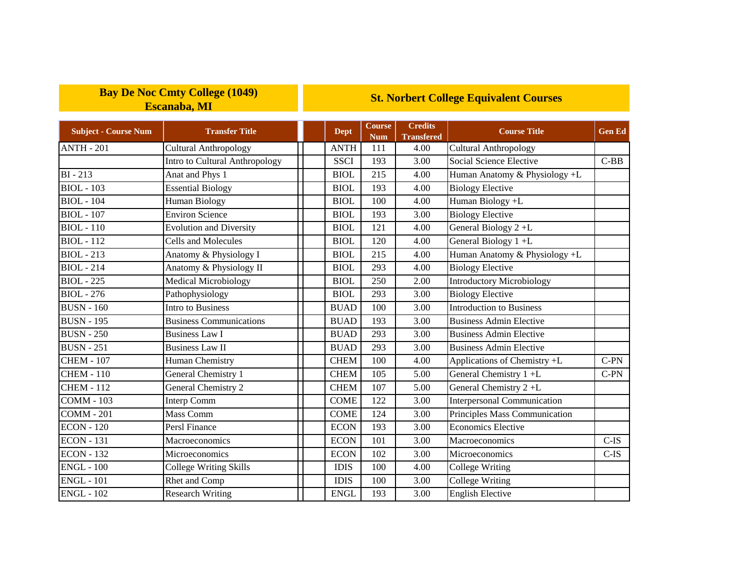| Bay De Noc Cmty College (1049) Escanaba, MI | | St. Norbert College Equivalent Courses | | | | |
|---|---|---|---|---|---|---|
| **Subject - Course Num** | **Transfer Title** | **Dept** | **Course Num** | **Credits Transfered** | **Course Title** | **Gen Ed** |
| ANTH - 201 | Cultural Anthropology | ANTH | 111 | 4.00 | Cultural Anthropology | |
| | Intro to Cultural Anthropology | SSCI | 193 | 3.00 | Social Science Elective | C-BB |
| BI - 213 | Anat and Phys 1 | BIOL | 215 | 4.00 | Human Anatomy & Physiology +L | |
| BIOL - 103 | Essential Biology | BIOL | 193 | 4.00 | Biology Elective | |
| BIOL - 104 | Human Biology | BIOL | 100 | 4.00 | Human Biology +L | |
| BIOL - 107 | Environ Science | BIOL | 193 | 3.00 | Biology Elective | |
| BIOL - 110 | Evolution and Diversity | BIOL | 121 | 4.00 | General Biology 2 +L | |
| BIOL - 112 | Cells and Molecules | BIOL | 120 | 4.00 | General Biology 1 +L | |
| BIOL - 213 | Anatomy & Physiology I | BIOL | 215 | 4.00 | Human Anatomy & Physiology +L | |
| BIOL - 214 | Anatomy & Physiology II | BIOL | 293 | 4.00 | Biology Elective | |
| BIOL - 225 | Medical Microbiology | BIOL | 250 | 2.00 | Introductory Microbiology | |
| BIOL - 276 | Pathophysiology | BIOL | 293 | 3.00 | Biology Elective | |
| BUSN - 160 | Intro to Business | BUAD | 100 | 3.00 | Introduction to Business | |
| BUSN - 195 | Business Communications | BUAD | 193 | 3.00 | Business Admin Elective | |
| BUSN - 250 | Business Law I | BUAD | 293 | 3.00 | Business Admin Elective | |
| BUSN - 251 | Business Law II | BUAD | 293 | 3.00 | Business Admin Elective | |
| CHEM - 107 | Human Chemistry | CHEM | 100 | 4.00 | Applications of Chemistry +L | C-PN |
| CHEM - 110 | General Chemistry 1 | CHEM | 105 | 5.00 | General Chemistry 1 +L | C-PN |
| CHEM - 112 | General Chemistry 2 | CHEM | 107 | 5.00 | General Chemistry 2 +L | |
| COMM - 103 | Interp Comm | COME | 122 | 3.00 | Interpersonal Communication | |
| COMM - 201 | Mass Comm | COME | 124 | 3.00 | Principles Mass Communication | |
| ECON - 120 | Persl Finance | ECON | 193 | 3.00 | Economics Elective | |
| ECON - 131 | Macroeconomics | ECON | 101 | 3.00 | Macroeconomics | C-IS |
| ECON - 132 | Microeconomics | ECON | 102 | 3.00 | Microeconomics | C-IS |
| ENGL - 100 | College Writing Skills | IDIS | 100 | 4.00 | College Writing | |
| ENGL - 101 | Rhet and Comp | IDIS | 100 | 3.00 | College Writing | |
| ENGL - 102 | Research Writing | ENGL | 193 | 3.00 | English Elective | |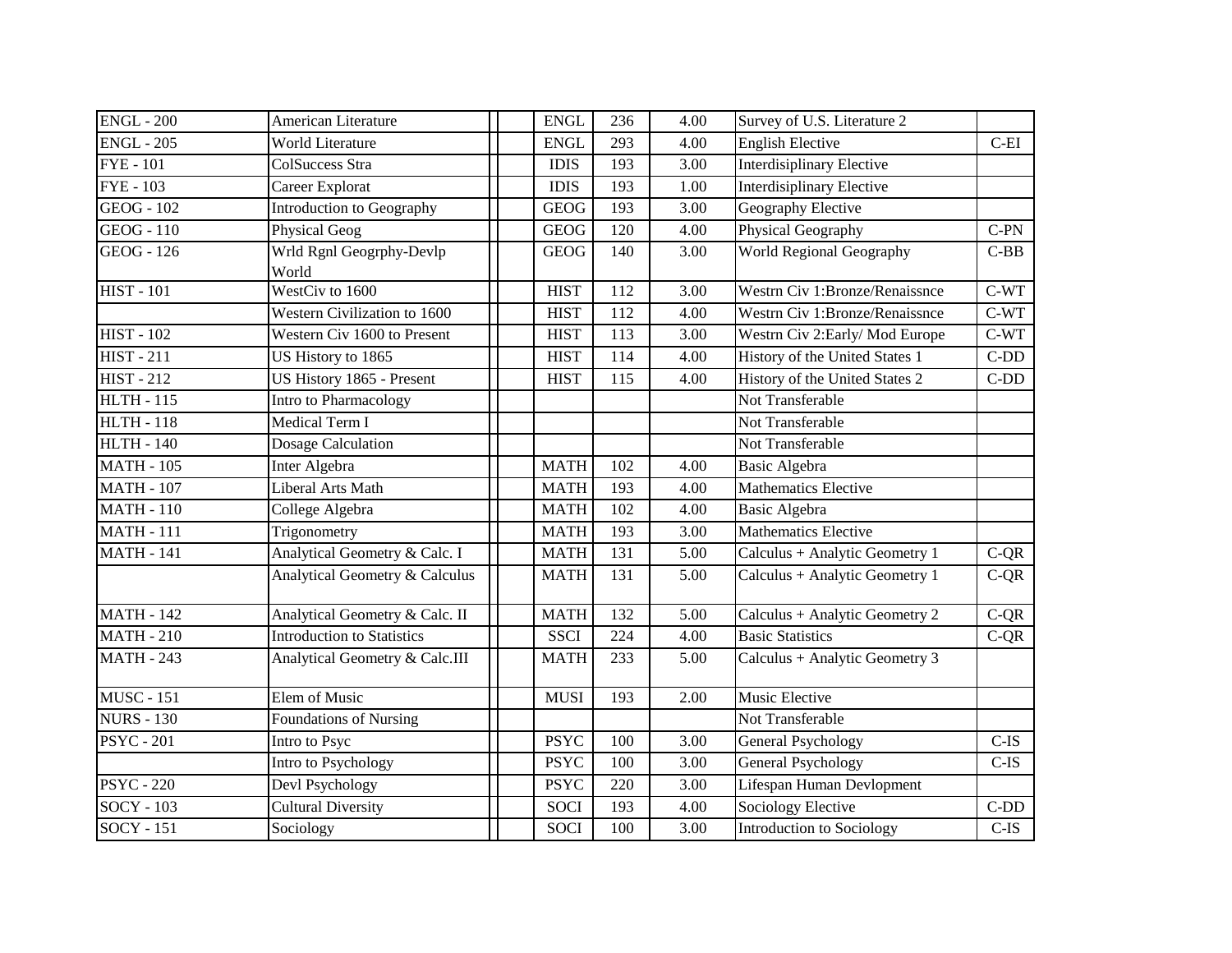| | | | | | | | | |
|---|---|---|---|---|---|---|---|---|
| ENGL - 200 | American Literature | | | ENGL | 236 | 4.00 | Survey of U.S. Literature 2 | |
| ENGL - 205 | World Literature | | | ENGL | 293 | 4.00 | English Elective | C-EI |
| FYE - 101 | ColSuccess Stra | | | IDIS | 193 | 3.00 | Interdisiplinary Elective | |
| FYE - 103 | Career Explorat | | | IDIS | 193 | 1.00 | Interdisiplinary Elective | |
| GEOG - 102 | Introduction to Geography | | | GEOG | 193 | 3.00 | Geography Elective | |
| GEOG - 110 | Physical Geog | | | GEOG | 120 | 4.00 | Physical Geography | C-PN |
| GEOG - 126 | Wrld Rgnl Geogrphy-Devlp World | | | GEOG | 140 | 3.00 | World Regional Geography | C-BB |
| HIST - 101 | WestCiv to 1600 | | | HIST | 112 | 3.00 | Westrn Civ 1:Bronze/Renaissnce | C-WT |
| | Western Civilization to 1600 | | | HIST | 112 | 4.00 | Westrn Civ 1:Bronze/Renaissnce | C-WT |
| HIST - 102 | Western Civ 1600 to Present | | | HIST | 113 | 3.00 | Westrn Civ 2:Early/ Mod Europe | C-WT |
| HIST - 211 | US History to 1865 | | | HIST | 114 | 4.00 | History of the United States 1 | C-DD |
| HIST - 212 | US History 1865 - Present | | | HIST | 115 | 4.00 | History of the United States 2 | C-DD |
| HLTH - 115 | Intro to Pharmacology | | | | | | Not Transferable | |
| HLTH - 118 | Medical Term I | | | | | | Not Transferable | |
| HLTH - 140 | Dosage Calculation | | | | | | Not Transferable | |
| MATH - 105 | Inter Algebra | | | MATH | 102 | 4.00 | Basic Algebra | |
| MATH - 107 | Liberal Arts Math | | | MATH | 193 | 4.00 | Mathematics Elective | |
| MATH - 110 | College Algebra | | | MATH | 102 | 4.00 | Basic Algebra | |
| MATH - 111 | Trigonometry | | | MATH | 193 | 3.00 | Mathematics Elective | |
| MATH - 141 | Analytical Geometry & Calc. I | | | MATH | 131 | 5.00 | Calculus + Analytic Geometry 1 | C-QR |
| | Analytical Geometry & Calculus | | | MATH | 131 | 5.00 | Calculus + Analytic Geometry 1 | C-QR |
| MATH - 142 | Analytical Geometry & Calc. II | | | MATH | 132 | 5.00 | Calculus + Analytic Geometry 2 | C-QR |
| MATH - 210 | Introduction to Statistics | | | SSCI | 224 | 4.00 | Basic Statistics | C-QR |
| MATH - 243 | Analytical Geometry & Calc.III | | | MATH | 233 | 5.00 | Calculus + Analytic Geometry 3 | |
| MUSC - 151 | Elem of Music | | | MUSI | 193 | 2.00 | Music Elective | |
| NURS - 130 | Foundations of Nursing | | | | | | Not Transferable | |
| PSYC - 201 | Intro to Psyc | | | PSYC | 100 | 3.00 | General Psychology | C-IS |
| | Intro to Psychology | | | PSYC | 100 | 3.00 | General Psychology | C-IS |
| PSYC - 220 | Devl Psychology | | | PSYC | 220 | 3.00 | Lifespan Human Devlopment | |
| SOCY - 103 | Cultural Diversity | | | SOCI | 193 | 4.00 | Sociology Elective | C-DD |
| SOCY - 151 | Sociology | | | SOCI | 100 | 3.00 | Introduction to Sociology | C-IS |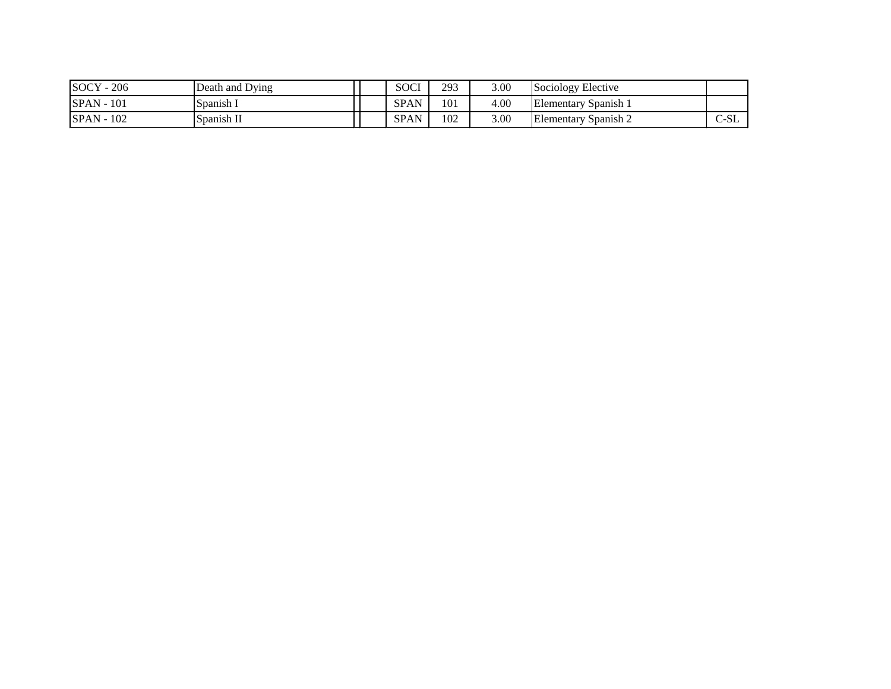| | | | | | | | | |
|---|---|---|---|---|---|---|---|---|
| SOCY - 206 | Death and Dying | | | SOCI | 293 | 3.00 | Sociology Elective | |
| SPAN - 101 | Spanish I | | | SPAN | 101 | 4.00 | Elementary Spanish 1 | |
| SPAN - 102 | Spanish II | | | SPAN | 102 | 3.00 | Elementary Spanish 2 | C-SL |